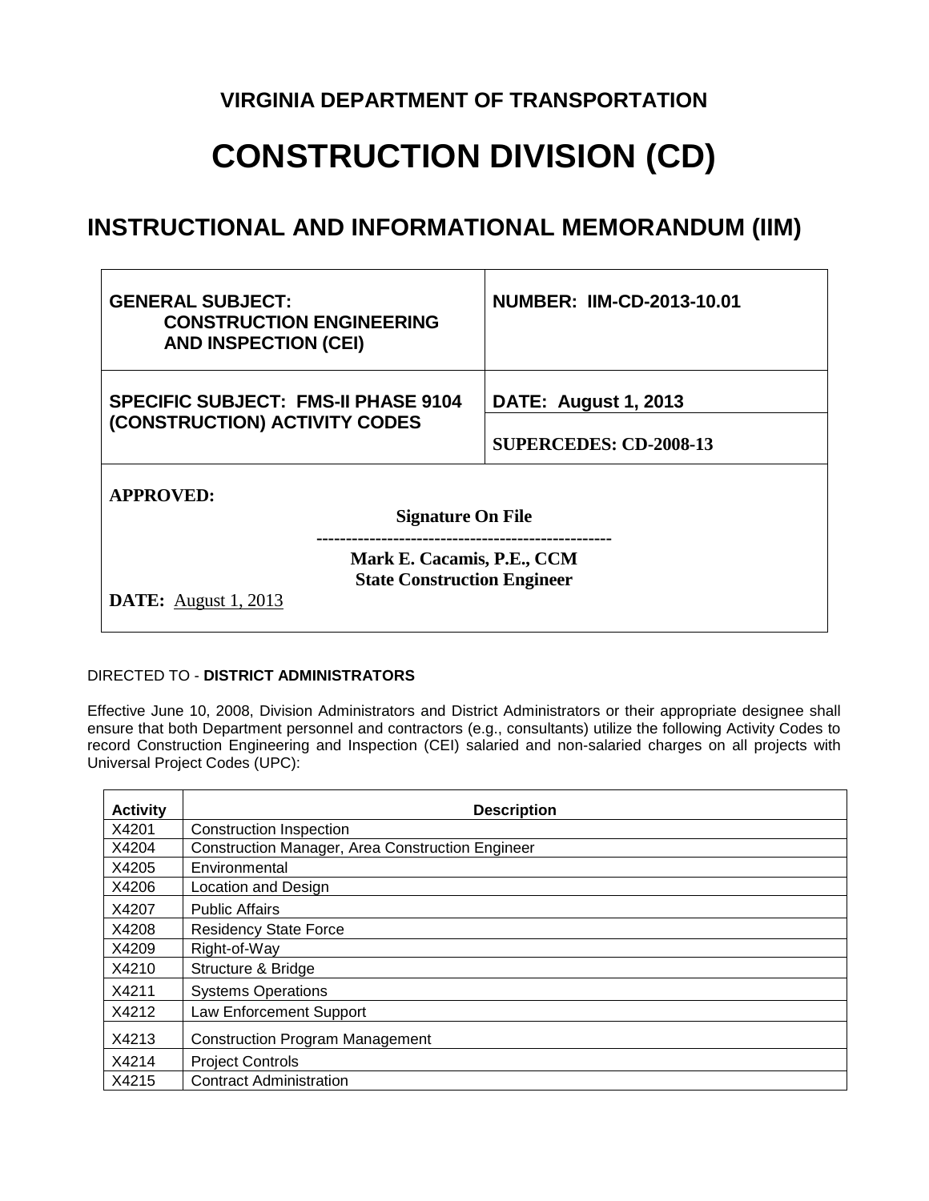# VIRGINIA DEPARTMENT OF TRANSPORTATION

# CONSTRUCTION DIVISION (CD)

## INSTRUCTIONAL AND INFORMATIONAL MEMORANDUM (IIM)

| | |
|---|---|
| **GENERAL SUBJECT: CONSTRUCTION ENGINEERING AND INSPECTION (CEI)** | **NUMBER: IIM-CD-2013-10.01** |
| **SPECIFIC SUBJECT: FMS-II PHASE 9104 (CONSTRUCTION) ACTIVITY CODES** | **DATE: August 1, 2013** |
| | **SUPERCEDES: CD-2008-13** |

**APPROVED:**

**Signature On File**

---

**Mark E. Cacamis, P.E., CCM**
**State Construction Engineer**

**DATE:** August 1, 2013

DIRECTED TO - **DISTRICT ADMINISTRATORS**

Effective June 10, 2008, Division Administrators and District Administrators or their appropriate designee shall ensure that both Department personnel and contractors (e.g., consultants) utilize the following Activity Codes to record Construction Engineering and Inspection (CEI) salaried and non-salaried charges on all projects with Universal Project Codes (UPC):

| Activity | Description |
|---|---|
| X4201 | Construction Inspection |
| X4204 | Construction Manager, Area Construction Engineer |
| X4205 | Environmental |
| X4206 | Location and Design |
| X4207 | Public Affairs |
| X4208 | Residency State Force |
| X4209 | Right-of-Way |
| X4210 | Structure & Bridge |
| X4211 | Systems Operations |
| X4212 | Law Enforcement Support |
| X4213 | Construction Program Management |
| X4214 | Project Controls |
| X4215 | Contract Administration |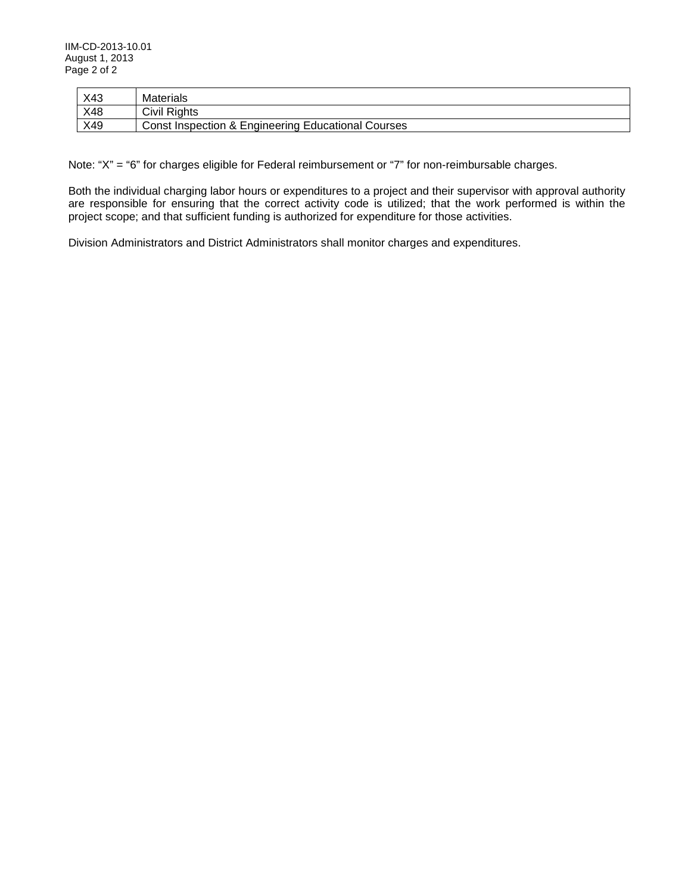| | |
|---|---|
| X43 | Materials |
| X48 | Civil Rights |
| X49 | Const Inspection & Engineering Educational Courses |

Note: "X" = "6" for charges eligible for Federal reimbursement or "7" for non-reimbursable charges.

Both the individual charging labor hours or expenditures to a project and their supervisor with approval authority are responsible for ensuring that the correct activity code is utilized; that the work performed is within the project scope; and that sufficient funding is authorized for expenditure for those activities.

Division Administrators and District Administrators shall monitor charges and expenditures.